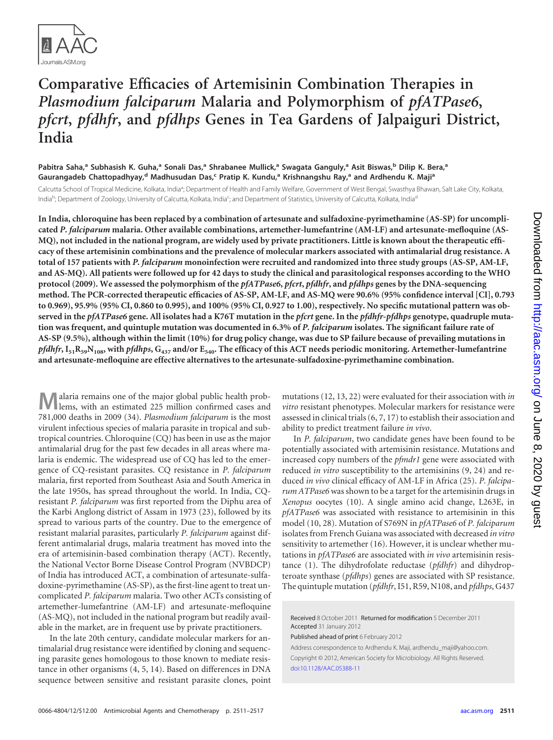# Comparative Efficacies of Artemisinin Combination Therapies in *Plasmodium falciparum* Malaria and Polymorphism of *pfATPase6*, *pfcrt*, *pfdhfr*, and *pfdhps* Genes in Tea Gardens of Jalpaiguri District, India

**Pabitra Saha,[a] Subhasish K. Guha,[a] Sonali Das,[a] Shrabanee Mullick,[a] Swagata Ganguly,[a] Asit Biswas,[b] Dilip K. Bera,[a] Gaurangadeb Chattopadhyay,[d] Madhusudan Das,[c] Pratip K. Kundu,[a] Krishnangshu Ray,[a] and Ardhendu K. Maji[a]**

Calcutta School of Tropical Medicine, Kolkata, India[a]; Department of Health and Family Welfare, Government of West Bengal, Swasthya Bhawan, Salt Lake City, Kolkata, India[b]; Department of Zoology, University of Calcutta, Kolkata, India[c]; and Department of Statistics, University of Calcutta, Kolkata, India[d]

**In India, chloroquine has been replaced by a combination of artesunate and sulfadoxine-pyrimethamine (AS-SP) for uncomplicated *P. falciparum* malaria. Other available combinations, artemether-lumefantrine (AM-LF) and artesunate-mefloquine (AS-MQ), not included in the national program, are widely used by private practitioners. Little is known about the therapeutic efficacy of these artemisinin combinations and the prevalence of molecular markers associated with antimalarial drug resistance. A total of 157 patients with *P. falciparum* monoinfection were recruited and randomized into three study groups (AS-SP, AM-LF, and AS-MQ). All patients were followed up for 42 days to study the clinical and parasitological responses according to the WHO protocol (2009). We assessed the polymorphism of the *pfATPase6*, *pfcrt*, *pfdhfr*, and *pfdhps* genes by the DNA-sequencing method. The PCR-corrected therapeutic efficacies of AS-SP, AM-LF, and AS-MQ were 90.6% (95% confidence interval [CI], 0.793 to 0.969), 95.9% (95% CI, 0.860 to 0.995), and 100% (95% CI, 0.927 to 1.00), respectively. No specific mutational pattern was observed in the *pfATPase6* gene. All isolates had a K76T mutation in the *pfcrt* gene. In the *pfdhfr-pfdhps* genotype, quadruple mutation was frequent, and quintuple mutation was documented in 6.3% of *P. falciparum* isolates. The significant failure rate of AS-SP (9.5%), although within the limit (10%) for drug policy change, was due to SP failure because of prevailing mutations in *pfdhfr*, $I_{51}R_{59}N_{108}$, with *pfdhps*, $G_{437}$ and/or $E_{540}$. The efficacy of this ACT needs periodic monitoring. Artemether-lumefantrine and artesunate-mefloquine are effective alternatives to the artesunate-sulfadoxine-pyrimethamine combination.**

Malaria remains one of the major global public health problems, with an estimated 225 million confirmed cases and 781,000 deaths in 2009 (34). *Plasmodium falciparum* is the most virulent infectious species of malaria parasite in tropical and subtropical countries. Chloroquine (CQ) has been in use as the major antimalarial drug for the past few decades in all areas where malaria is endemic. The widespread use of CQ has led to the emergence of CQ-resistant parasites. CQ resistance in *P. falciparum* malaria, first reported from Southeast Asia and South America in the late 1950s, has spread throughout the world. In India, CQ-resistant *P. falciparum* was first reported from the Diphu area of the Karbi Anglong district of Assam in 1973 (23), followed by its spread to various parts of the country. Due to the emergence of resistant malarial parasites, particularly *P. falciparum* against different antimalarial drugs, malaria treatment has moved into the era of artemisinin-based combination therapy (ACT). Recently, the National Vector Borne Disease Control Program (NVBDCP) of India has introduced ACT, a combination of artesunate-sulfadoxine-pyrimethamine (AS-SP), as the first-line agent to treat uncomplicated *P. falciparum* malaria. Two other ACTs consisting of artemether-lumefantrine (AM-LF) and artesunate-mefloquine (AS-MQ), not included in the national program but readily available in the market, are in frequent use by private practitioners.

In the late 20th century, candidate molecular markers for antimalarial drug resistance were identified by cloning and sequencing parasite genes homologous to those known to mediate resistance in other organisms (4, 5, 14). Based on differences in DNA sequence between sensitive and resistant parasite clones, point mutations (12, 13, 22) were evaluated for their association with *in vitro* resistant phenotypes. Molecular markers for resistance were assessed in clinical trials (6, 7, 17) to establish their association and ability to predict treatment failure *in vivo*.

In *P. falciparum*, two candidate genes have been found to be potentially associated with artemisinin resistance. Mutations and increased copy numbers of the *pfmdr1* gene were associated with reduced *in vitro* susceptibility to the artemisinins (9, 24) and reduced *in vivo* clinical efficacy of AM-LF in Africa (25). *P. falciparum ATPase6* was shown to be a target for the artemisinin drugs in *Xenopus* oocytes (10). A single amino acid change, L263E, in *pfATPase6* was associated with resistance to artemisinin in this model (10, 28). Mutation of S769N in *pfATPase6* of *P. falciparum* isolates from French Guiana was associated with decreased *in vitro* sensitivity to artemether (16). However, it is unclear whether mutations in *pfATPase6* are associated with *in vivo* artemisinin resistance (1). The dihydrofolate reductase (*pfdhfr*) and dihydropteroate synthase (*pfdhps*) genes are associated with SP resistance. The quintuple mutation (*pfdhfr*, I51, R59, N108, and *pfdhps*, G437

Received 8 October 2011 Returned for modification 5 December 2011 Accepted 31 January 2012

Published ahead of print 6 February 2012

Address correspondence to Ardhendu K. Maji, ardhendu_maji@yahoo.com.

Copyright © 2012, American Society for Microbiology. All Rights Reserved.

doi:10.1128/AAC.05388-11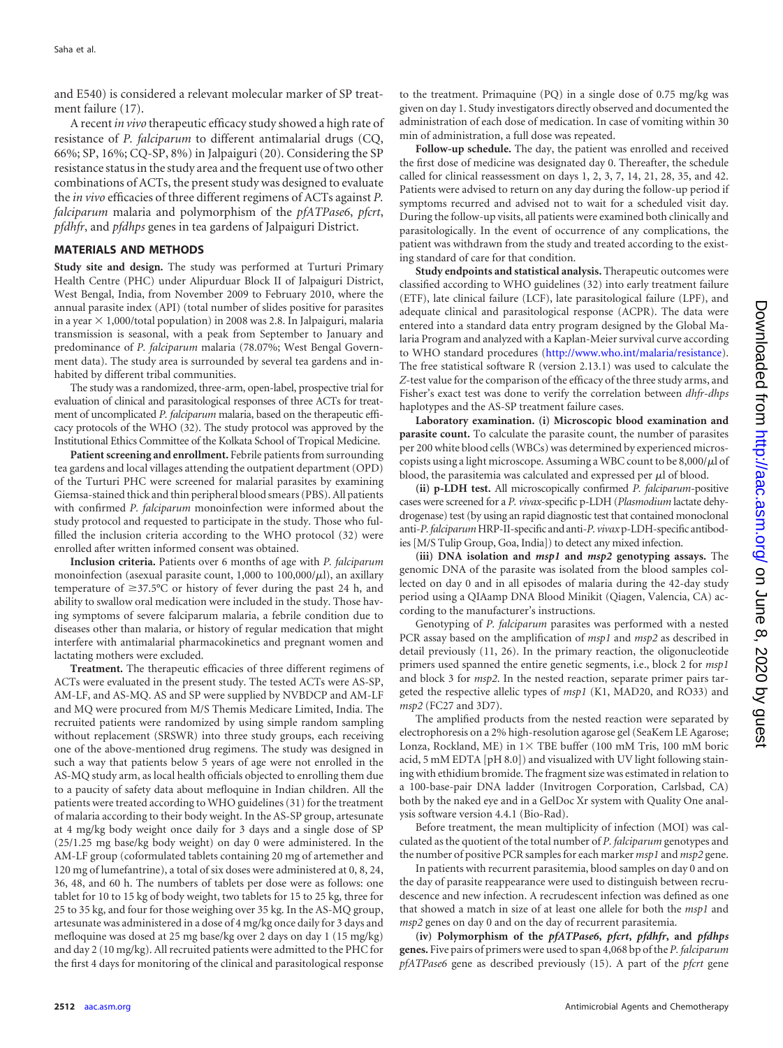and E540) is considered a relevant molecular marker of SP treatment failure (17).

A recent *in vivo* therapeutic efficacy study showed a high rate of resistance of *P. falciparum* to different antimalarial drugs (CQ, 66%; SP, 16%; CQ-SP, 8%) in Jalpaiguri (20). Considering the SP resistance status in the study area and the frequent use of two other combinations of ACTs, the present study was designed to evaluate the *in vivo* efficacies of three different regimens of ACTs against *P. falciparum* malaria and polymorphism of the *pfATPase6*, *pfcrt*, *pfdhfr*, and *pfdhps* genes in tea gardens of Jalpaiguri District.

## MATERIALS AND METHODS

**Study site and design.** The study was performed at Turturi Primary Health Centre (PHC) under Alipurduar Block II of Jalpaiguri District, West Bengal, India, from November 2009 to February 2010, where the annual parasite index (API) (total number of slides positive for parasites in a year × 1,000/total population) in 2008 was 2.8. In Jalpaiguri, malaria transmission is seasonal, with a peak from September to January and predominance of *P. falciparum* malaria (78.07%; West Bengal Government data). The study area is surrounded by several tea gardens and inhabited by different tribal communities.

The study was a randomized, three-arm, open-label, prospective trial for evaluation of clinical and parasitological responses of three ACTs for treatment of uncomplicated *P. falciparum* malaria, based on the therapeutic efficacy protocols of the WHO (32). The study protocol was approved by the Institutional Ethics Committee of the Kolkata School of Tropical Medicine.

**Patient screening and enrollment.** Febrile patients from surrounding tea gardens and local villages attending the outpatient department (OPD) of the Turturi PHC were screened for malarial parasites by examining Giemsa-stained thick and thin peripheral blood smears (PBS). All patients with confirmed *P. falciparum* monoinfection were informed about the study protocol and requested to participate in the study. Those who fulfilled the inclusion criteria according to the WHO protocol (32) were enrolled after written informed consent was obtained.

**Inclusion criteria.** Patients over 6 months of age with *P. falciparum* monoinfection (asexual parasite count, 1,000 to 100,000/μl), an axillary temperature of ≥37.5°C or history of fever during the past 24 h, and ability to swallow oral medication were included in the study. Those having symptoms of severe falciparum malaria, a febrile condition due to diseases other than malaria, or history of regular medication that might interfere with antimalarial pharmacokinetics and pregnant women and lactating mothers were excluded.

**Treatment.** The therapeutic efficacies of three different regimens of ACTs were evaluated in the present study. The tested ACTs were AS-SP, AM-LF, and AS-MQ. AS and SP were supplied by NVBDCP and AM-LF and MQ were procured from M/S Themis Medicare Limited, India. The recruited patients were randomized by using simple random sampling without replacement (SRSWR) into three study groups, each receiving one of the above-mentioned drug regimens. The study was designed in such a way that patients below 5 years of age were not enrolled in the AS-MQ study arm, as local health officials objected to enrolling them due to a paucity of safety data about mefloquine in Indian children. All the patients were treated according to WHO guidelines (31) for the treatment of malaria according to their body weight. In the AS-SP group, artesunate at 4 mg/kg body weight once daily for 3 days and a single dose of SP (25/1.25 mg base/kg body weight) on day 0 were administered. In the AM-LF group (coformulated tablets containing 20 mg of artemether and 120 mg of lumefantrine), a total of six doses were administered at 0, 8, 24, 36, 48, and 60 h. The numbers of tablets per dose were as follows: one tablet for 10 to 15 kg of body weight, two tablets for 15 to 25 kg, three for 25 to 35 kg, and four for those weighing over 35 kg. In the AS-MQ group, artesunate was administered in a dose of 4 mg/kg once daily for 3 days and mefloquine was dosed at 25 mg base/kg over 2 days on day 1 (15 mg/kg) and day 2 (10 mg/kg). All recruited patients were admitted to the PHC for the first 4 days for monitoring of the clinical and parasitological response to the treatment. Primaquine (PQ) in a single dose of 0.75 mg/kg was given on day 1. Study investigators directly observed and documented the administration of each dose of medication. In case of vomiting within 30 min of administration, a full dose was repeated.

**Follow-up schedule.** The day, the patient was enrolled and received the first dose of medicine was designated day 0. Thereafter, the schedule called for clinical reassessment on days 1, 2, 3, 7, 14, 21, 28, 35, and 42. Patients were advised to return on any day during the follow-up period if symptoms recurred and advised not to wait for a scheduled visit day. During the follow-up visits, all patients were examined both clinically and parasitologically. In the event of occurrence of any complications, the patient was withdrawn from the study and treated according to the existing standard of care for that condition.

**Study endpoints and statistical analysis.** Therapeutic outcomes were classified according to WHO guidelines (32) into early treatment failure (ETF), late clinical failure (LCF), late parasitological failure (LPF), and adequate clinical and parasitological response (ACPR). The data were entered into a standard data entry program designed by the Global Malaria Program and analyzed with a Kaplan-Meier survival curve according to WHO standard procedures (http://www.who.int/malaria/resistance). The free statistical software R (version 2.13.1) was used to calculate the *Z*-test value for the comparison of the efficacy of the three study arms, and Fisher's exact test was done to verify the correlation between *dhfr-dhps* haplotypes and the AS-SP treatment failure cases.

**Laboratory examination. (i) Microscopic blood examination and parasite count.** To calculate the parasite count, the number of parasites per 200 white blood cells (WBCs) was determined by experienced microscopists using a light microscope. Assuming a WBC count to be 8,000/μl of blood, the parasitemia was calculated and expressed per μl of blood.

**(ii) p-LDH test.** All microscopically confirmed *P. falciparum*-positive cases were screened for a *P. vivax*-specific p-LDH (*Plasmodium* lactate dehydrogenase) test (by using an rapid diagnostic test that contained monoclonal anti-*P. falciparum* HRP-II-specific and anti-*P. vivax* p-LDH-specific antibodies [M/S Tulip Group, Goa, India]) to detect any mixed infection.

**(iii) DNA isolation and *msp1* and *msp2* genotyping assays.** The genomic DNA of the parasite was isolated from the blood samples collected on day 0 and in all episodes of malaria during the 42-day study period using a QIAamp DNA Blood Minikit (Qiagen, Valencia, CA) according to the manufacturer's instructions.

Genotyping of *P. falciparum* parasites was performed with a nested PCR assay based on the amplification of *msp1* and *msp2* as described in detail previously (11, 26). In the primary reaction, the oligonucleotide primers used spanned the entire genetic segments, i.e., block 2 for *msp1* and block 3 for *msp2*. In the nested reaction, separate primer pairs targeted the respective allelic types of *msp1* (K1, MAD20, and RO33) and *msp2* (FC27 and 3D7).

The amplified products from the nested reaction were separated by electrophoresis on a 2% high-resolution agarose gel (SeaKem LE Agarose; Lonza, Rockland, ME) in 1× TBE buffer (100 mM Tris, 100 mM boric acid, 5 mM EDTA [pH 8.0]) and visualized with UV light following staining with ethidium bromide. The fragment size was estimated in relation to a 100-base-pair DNA ladder (Invitrogen Corporation, Carlsbad, CA) both by the naked eye and in a GelDoc Xr system with Quality One analysis software version 4.4.1 (Bio-Rad).

Before treatment, the mean multiplicity of infection (MOI) was calculated as the quotient of the total number of *P. falciparum* genotypes and the number of positive PCR samples for each marker *msp1* and *msp2* gene.

In patients with recurrent parasitemia, blood samples on day 0 and on the day of parasite reappearance were used to distinguish between recrudescence and new infection. A recrudescent infection was defined as one that showed a match in size of at least one allele for both the *msp1* and *msp2* genes on day 0 and on the day of recurrent parasitemia.

**(iv) Polymorphism of the *pfATPase6*, *pfcrt*, *pfdhfr*, and *pfdhps* genes.** Five pairs of primers were used to span 4,068 bp of the *P. falciparum pfATPase6* gene as described previously (15). A part of the *pfcrt* gene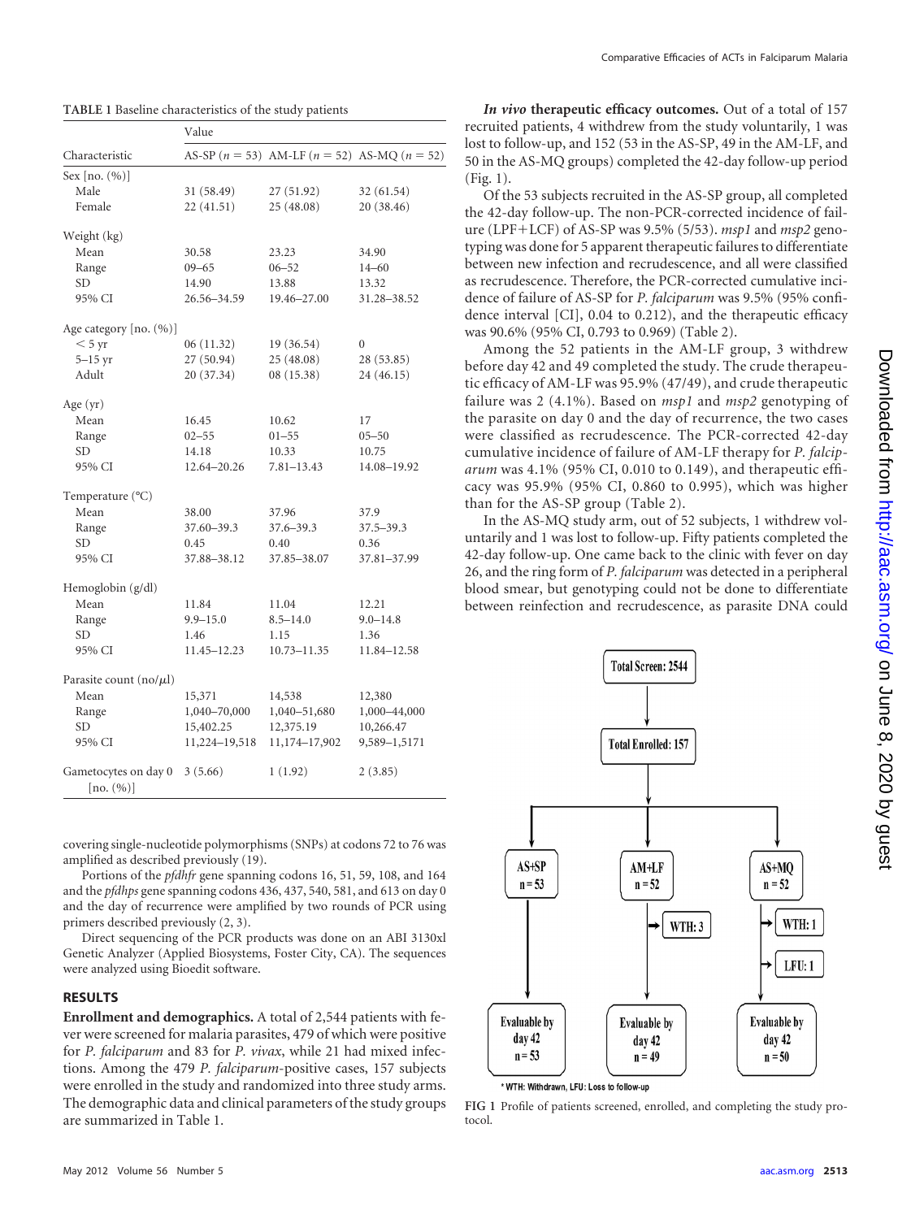**TABLE 1** Baseline characteristics of the study patients

| Characteristic | Value | | |
|---|---|---|---|
| | AS-SP ($n = 53$) | AM-LF ($n = 52$) | AS-MQ ($n = 52$) |
| Sex [no. (%)] | | | |
| Male | 31 (58.49) | 27 (51.92) | 32 (61.54) |
| Female | 22 (41.51) | 25 (48.08) | 20 (38.46) |
| Weight (kg) | | | |
| Mean | 30.58 | 23.23 | 34.90 |
| Range | 09–65 | 06–52 | 14–60 |
| SD | 14.90 | 13.88 | 13.32 |
| 95% CI | 26.56–34.59 | 19.46–27.00 | 31.28–38.52 |
| Age category [no. (%)] | | | |
| < 5 yr | 06 (11.32) | 19 (36.54) | 0 |
| 5–15 yr | 27 (50.94) | 25 (48.08) | 28 (53.85) |
| Adult | 20 (37.34) | 08 (15.38) | 24 (46.15) |
| Age (yr) | | | |
| Mean | 16.45 | 10.62 | 17 |
| Range | 02–55 | 01–55 | 05–50 |
| SD | 14.18 | 10.33 | 10.75 |
| 95% CI | 12.64–20.26 | 7.81–13.43 | 14.08–19.92 |
| Temperature (°C) | | | |
| Mean | 38.00 | 37.96 | 37.9 |
| Range | 37.60–39.3 | 37.6–39.3 | 37.5–39.3 |
| SD | 0.45 | 0.40 | 0.36 |
| 95% CI | 37.88–38.12 | 37.85–38.07 | 37.81–37.99 |
| Hemoglobin (g/dl) | | | |
| Mean | 11.84 | 11.04 | 12.21 |
| Range | 9.9–15.0 | 8.5–14.0 | 9.0–14.8 |
| SD | 1.46 | 1.15 | 1.36 |
| 95% CI | 11.45–12.23 | 10.73–11.35 | 11.84–12.58 |
| Parasite count (no/μl) | | | |
| Mean | 15,371 | 14,538 | 12,380 |
| Range | 1,040–70,000 | 1,040–51,680 | 1,000–44,000 |
| SD | 15,402.25 | 12,375.19 | 10,266.47 |
| 95% CI | 11,224–19,518 | 11,174–17,902 | 9,589–1,5171 |
| Gametocytes on day 0 [no. (%)] | 3 (5.66) | 1 (1.92) | 2 (3.85) |

covering single-nucleotide polymorphisms (SNPs) at codons 72 to 76 was amplified as described previously (19).

Portions of the *pfdhfr* gene spanning codons 16, 51, 59, 108, and 164 and the *pfdhps* gene spanning codons 436, 437, 540, 581, and 613 on day 0 and the day of recurrence were amplified by two rounds of PCR using primers described previously (2, 3).

Direct sequencing of the PCR products was done on an ABI 3130xl Genetic Analyzer (Applied Biosystems, Foster City, CA). The sequences were analyzed using Bioedit software.

## RESULTS

**Enrollment and demographics.** A total of 2,544 patients with fever were screened for malaria parasites, 479 of which were positive for *P. falciparum* and 83 for *P. vivax*, while 21 had mixed infections. Among the 479 *P. falciparum*-positive cases, 157 subjects were enrolled in the study and randomized into three study arms. The demographic data and clinical parameters of the study groups are summarized in Table 1.

***In vivo* therapeutic efficacy outcomes.** Out of a total of 157 recruited patients, 4 withdrew from the study voluntarily, 1 was lost to follow-up, and 152 (53 in the AS-SP, 49 in the AM-LF, and 50 in the AS-MQ groups) completed the 42-day follow-up period (Fig. 1).

Of the 53 subjects recruited in the AS-SP group, all completed the 42-day follow-up. The non-PCR-corrected incidence of failure (LPF+LCF) of AS-SP was 9.5% (5/53). *msp1* and *msp2* genotyping was done for 5 apparent therapeutic failures to differentiate between new infection and recrudescence, and all were classified as recrudescence. Therefore, the PCR-corrected cumulative incidence of failure of AS-SP for *P. falciparum* was 9.5% (95% confidence interval [CI], 0.04 to 0.212), and the therapeutic efficacy was 90.6% (95% CI, 0.793 to 0.969) (Table 2).

Among the 52 patients in the AM-LF group, 3 withdrew before day 42 and 49 completed the study. The crude therapeutic efficacy of AM-LF was 95.9% (47/49), and crude therapeutic failure was 2 (4.1%). Based on *msp1* and *msp2* genotyping of the parasite on day 0 and the day of recurrence, the two cases were classified as recrudescence. The PCR-corrected 42-day cumulative incidence of failure of AM-LF therapy for *P. falciparum* was 4.1% (95% CI, 0.010 to 0.149), and therapeutic efficacy was 95.9% (95% CI, 0.860 to 0.995), which was higher than for the AS-SP group (Table 2).

In the AS-MQ study arm, out of 52 subjects, 1 withdrew voluntarily and 1 was lost to follow-up. Fifty patients completed the 42-day follow-up. One came back to the clinic with fever on day 26, and the ring form of *P. falciparum* was detected in a peripheral blood smear, but genotyping could not be done to differentiate between reinfection and recrudescence, as parasite DNA could

Total Screen: 2544 → Total Enrolled: 157 → AS+SP n = 53 → Evaluable by day 42 n = 53; AM+LF n = 52 → WTH: 3 → Evaluable by day 42 n = 49; AS+MQ n = 52 → WTH: 1, LFU: 1 → Evaluable by day 42 n = 50

\* WTH: Withdrawn, LFU: Loss to follow-up

**FIG 1** Profile of patients screened, enrolled, and completing the study protocol.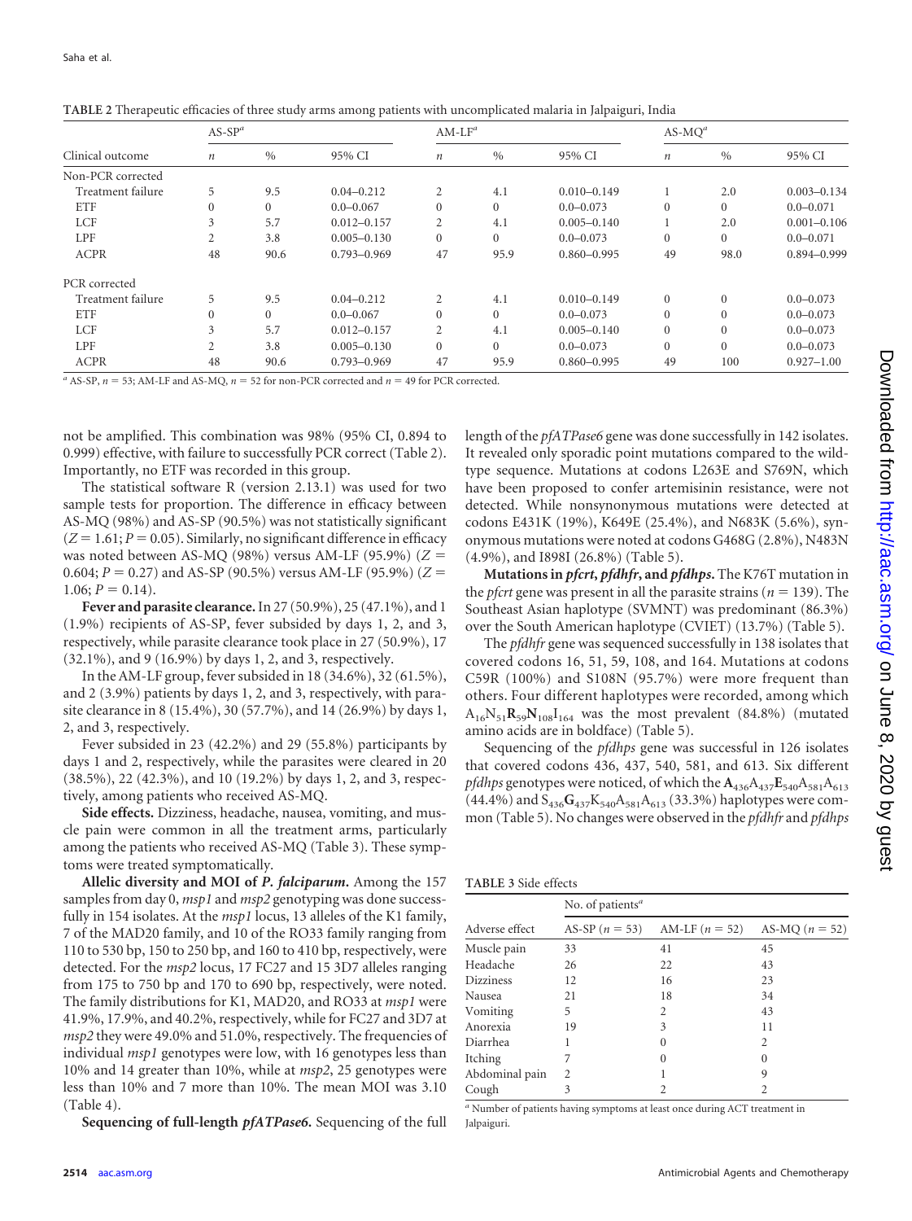**TABLE 2** Therapeutic efficacies of three study arms among patients with uncomplicated malaria in Jalpaiguri, India

| Clinical outcome | AS-SP[a] | | | AM-LF[a] | | | AS-MQ[a] | | |
|---|---|---|---|---|---|---|---|---|---|
| | *n* | % | 95% CI | *n* | % | 95% CI | *n* | % | 95% CI |
| Non-PCR corrected | | | | | | | | | |
| Treatment failure | 5 | 9.5 | 0.04–0.212 | 2 | 4.1 | 0.010–0.149 | 1 | 2.0 | 0.003–0.134 |
| ETF | 0 | 0 | 0.0–0.067 | 0 | 0 | 0.0–0.073 | 0 | 0 | 0.0–0.071 |
| LCF | 3 | 5.7 | 0.012–0.157 | 2 | 4.1 | 0.005–0.140 | 1 | 2.0 | 0.001–0.106 |
| LPF | 2 | 3.8 | 0.005–0.130 | 0 | 0 | 0.0–0.073 | 0 | 0 | 0.0–0.071 |
| ACPR | 48 | 90.6 | 0.793–0.969 | 47 | 95.9 | 0.860–0.995 | 49 | 98.0 | 0.894–0.999 |
| PCR corrected | | | | | | | | | |
| Treatment failure | 5 | 9.5 | 0.04–0.212 | 2 | 4.1 | 0.010–0.149 | 0 | 0 | 0.0–0.073 |
| ETF | 0 | 0 | 0.0–0.067 | 0 | 0 | 0.0–0.073 | 0 | 0 | 0.0–0.073 |
| LCF | 3 | 5.7 | 0.012–0.157 | 2 | 4.1 | 0.005–0.140 | 0 | 0 | 0.0–0.073 |
| LPF | 2 | 3.8 | 0.005–0.130 | 0 | 0 | 0.0–0.073 | 0 | 0 | 0.0–0.073 |
| ACPR | 48 | 90.6 | 0.793–0.969 | 47 | 95.9 | 0.860–0.995 | 49 | 100 | 0.927–1.00 |

[a] AS-SP, $n = 53$; AM-LF and AS-MQ, $n = 52$ for non-PCR corrected and $n = 49$ for PCR corrected.

not be amplified. This combination was 98% (95% CI, 0.894 to 0.999) effective, with failure to successfully PCR correct (Table 2). Importantly, no ETF was recorded in this group.

The statistical software R (version 2.13.1) was used for two sample tests for proportion. The difference in efficacy between AS-MQ (98%) and AS-SP (90.5%) was not statistically significant ($Z = 1.61$; $P = 0.05$). Similarly, no significant difference in efficacy was noted between AS-MQ (98%) versus AM-LF (95.9%) ($Z = 0.604$; $P = 0.27$) and AS-SP (90.5%) versus AM-LF (95.9%) ($Z = 1.06$; $P = 0.14$).

**Fever and parasite clearance.** In 27 (50.9%), 25 (47.1%), and 1 (1.9%) recipients of AS-SP, fever subsided by days 1, 2, and 3, respectively, while parasite clearance took place in 27 (50.9%), 17 (32.1%), and 9 (16.9%) by days 1, 2, and 3, respectively.

In the AM-LF group, fever subsided in 18 (34.6%), 32 (61.5%), and 2 (3.9%) patients by days 1, 2, and 3, respectively, with parasite clearance in 8 (15.4%), 30 (57.7%), and 14 (26.9%) by days 1, 2, and 3, respectively.

Fever subsided in 23 (42.2%) and 29 (55.8%) participants by days 1 and 2, respectively, while the parasites were cleared in 20 (38.5%), 22 (42.3%), and 10 (19.2%) by days 1, 2, and 3, respectively, among patients who received AS-MQ.

**Side effects.** Dizziness, headache, nausea, vomiting, and muscle pain were common in all the treatment arms, particularly among the patients who received AS-MQ (Table 3). These symptoms were treated symptomatically.

**Allelic diversity and MOI of *P. falciparum*.** Among the 157 samples from day 0, *msp1* and *msp2* genotyping was done successfully in 154 isolates. At the *msp1* locus, 13 alleles of the K1 family, 7 of the MAD20 family, and 10 of the RO33 family ranging from 110 to 530 bp, 150 to 250 bp, and 160 to 410 bp, respectively, were detected. For the *msp2* locus, 17 FC27 and 15 3D7 alleles ranging from 175 to 750 bp and 170 to 690 bp, respectively, were noted. The family distributions for K1, MAD20, and RO33 at *msp1* were 41.9%, 17.9%, and 40.2%, respectively, while for FC27 and 3D7 at *msp2* they were 49.0% and 51.0%, respectively. The frequencies of individual *msp1* genotypes were low, with 16 genotypes less than 10% and 14 greater than 10%, while at *msp2*, 25 genotypes were less than 10% and 7 more than 10%. The mean MOI was 3.10 (Table 4).

**Sequencing of full-length *pfATPase6*.** Sequencing of the full length of the *pfATPase6* gene was done successfully in 142 isolates. It revealed only sporadic point mutations compared to the wild-type sequence. Mutations at codons L263E and S769N, which have been proposed to confer artemisinin resistance, were not detected. While nonsynonymous mutations were detected at codons E431K (19%), K649E (25.4%), and N683K (5.6%), synonymous mutations were noted at codons G468G (2.8%), N483N (4.9%), and I898I (26.8%) (Table 5).

**Mutations in *pfcrt*, *pfdhfr*, and *pfdhps*.** The K76T mutation in the *pfcrt* gene was present in all the parasite strains ($n = 139$). The Southeast Asian haplotype (SVMNT) was predominant (86.3%) over the South American haplotype (CVIET) (13.7%) (Table 5).

The *pfdhfr* gene was sequenced successfully in 138 isolates that covered codons 16, 51, 59, 108, and 164. Mutations at codons C59R (100%) and S108N (95.7%) were more frequent than others. Four different haplotypes were recorded, among which $A_{16}N_{51}\mathbf{R}_{59}\mathbf{N}_{108}I_{164}$ was the most prevalent (84.8%) (mutated amino acids are in boldface) (Table 5).

Sequencing of the *pfdhps* gene was successful in 126 isolates that covered codons 436, 437, 540, 581, and 613. Six different *pfdhps* genotypes were noticed, of which the $\mathbf{A}_{436}A_{437}\mathbf{E}_{540}A_{581}A_{613}$ (44.4%) and $S_{436}\mathbf{G}_{437}K_{540}A_{581}A_{613}$ (33.3%) haplotypes were common (Table 5). No changes were observed in the *pfdhfr* and *pfdhps*

**TABLE 3** Side effects

| Adverse effect | No. of patients[a] | | |
|---|---|---|---|
| | AS-SP ($n = 53$) | AM-LF ($n = 52$) | AS-MQ ($n = 52$) |
| Muscle pain | 33 | 41 | 45 |
| Headache | 26 | 22 | 43 |
| Dizziness | 12 | 16 | 23 |
| Nausea | 21 | 18 | 34 |
| Vomiting | 5 | 2 | 43 |
| Anorexia | 19 | 3 | 11 |
| Diarrhea | 1 | 0 | 2 |
| Itching | 7 | 0 | 0 |
| Abdominal pain | 2 | 1 | 9 |
| Cough | 3 | 2 | 2 |

[a] Number of patients having symptoms at least once during ACT treatment in Jalpaiguri.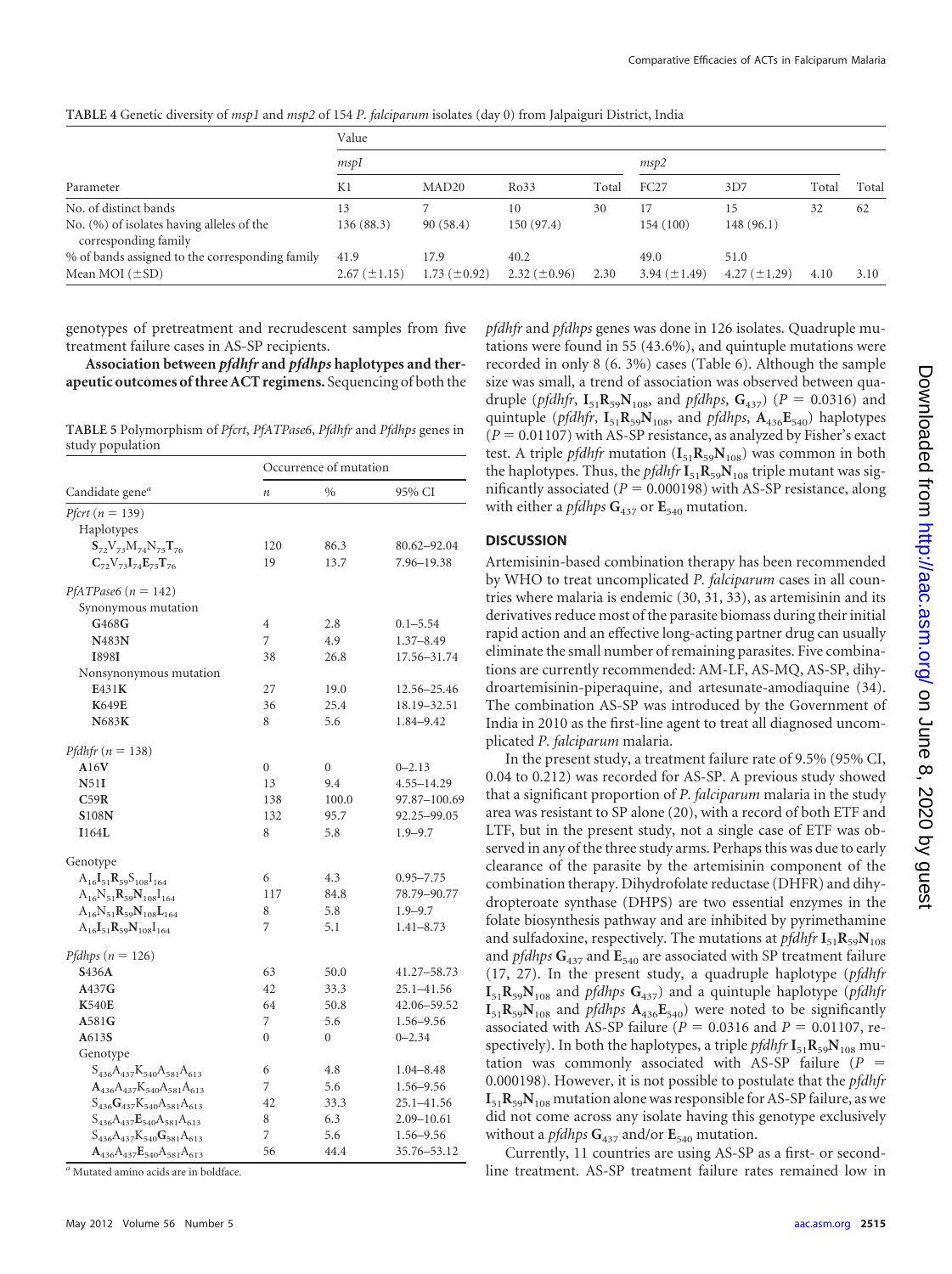**TABLE 4** Genetic diversity of *msp1* and *msp2* of 154 *P. falciparum* isolates (day 0) from Jalpaiguri District, India

| Parameter | Value | | | | | | | |
|---|---|---|---|---|---|---|---|---|
| | *mspI* | | | | *msp2* | | | |
| | K1 | MAD20 | Ro33 | Total | FC27 | 3D7 | Total | Total |
| No. of distinct bands | 13 | 7 | 10 | 30 | 17 | 15 | 32 | 62 |
| No. (%) of isolates having alleles of the corresponding family | 136 (88.3) | 90 (58.4) | 150 (97.4) | | 154 (100) | 148 (96.1) | | |
| % of bands assigned to the corresponding family | 41.9 | 17.9 | 40.2 | | 49.0 | 51.0 | | |
| Mean MOI (±SD) | 2.67 (±1.15) | 1.73 (±0.92) | 2.32 (±0.96) | 2.30 | 3.94 (±1.49) | 4.27 (±1.29) | 4.10 | 3.10 |

genotypes of pretreatment and recrudescent samples from five treatment failure cases in AS-SP recipients.

**Association between *pfdhfr* and *pfdhps* haplotypes and therapeutic outcomes of three ACT regimens.** Sequencing of both the *pfdhfr* and *pfdhps* genes was done in 126 isolates. Quadruple mutations were found in 55 (43.6%), and quintuple mutations were recorded in only 8 (6. 3%) cases (Table 6). Although the sample size was small, a trend of association was observed between quadruple (*pfdhfr*, $I_{51}R_{59}N_{108}$, and *pfdhps*, $G_{437}$) ($P = 0.0316$) and quintuple (*pfdhfr*, $I_{51}R_{59}N_{108}$, and *pfdhps*, $A_{436}E_{540}$) haplotypes ($P = 0.01107$) with AS-SP resistance, as analyzed by Fisher's exact test. A triple *pfdhfr* mutation ($I_{51}R_{59}N_{108}$) was common in both the haplotypes. Thus, the *pfdhfr* $I_{51}R_{59}N_{108}$ triple mutant was significantly associated ($P = 0.000198$) with AS-SP resistance, along with either a *pfdhps* $G_{437}$ or $E_{540}$ mutation.

**TABLE 5** Polymorphism of *Pfcrt*, *PfATPase6*, *Pfdhfr* and *Pfdhps* genes in study population

| Candidate gene[a] | Occurrence of mutation | | |
|---|---|---|---|
| | *n* | % | 95% CI |
| *Pfcrt* (*n* = 139) | | | |
| Haplotypes | | | |
| $\mathbf{S}_{72}V_{73}M_{74}N_{75}T_{76}$ | 120 | 86.3 | 80.62–92.04 |
| $C_{72}V_{73}\mathbf{I}_{74}\mathbf{E}_{75}\mathbf{T}_{76}$ | 19 | 13.7 | 7.96–19.38 |
| *PfATPase6* (*n* = 142) | | | |
| Synonymous mutation | | | |
| G468**G** | 4 | 2.8 | 0.1–5.54 |
| N483**N** | 7 | 4.9 | 1.37–8.49 |
| I898**I** | 38 | 26.8 | 17.56–31.74 |
| Nonsynonymous mutation | | | |
| E431**K** | 27 | 19.0 | 12.56–25.46 |
| K649**E** | 36 | 25.4 | 18.19–32.51 |
| N683**K** | 8 | 5.6 | 1.84–9.42 |
| *Pfdhfr* (*n* = 138) | | | |
| A16**V** | 0 | 0 | 0–2.13 |
| N51**I** | 13 | 9.4 | 4.55–14.29 |
| C59**R** | 138 | 100.0 | 97.87–100.69 |
| S108**N** | 132 | 95.7 | 92.25–99.05 |
| I164**L** | 8 | 5.8 | 1.9–9.7 |
| Genotype | | | |
| $A_{16}\mathbf{I}_{51}\mathbf{R}_{59}S_{108}I_{164}$ | 6 | 4.3 | 0.95–7.75 |
| $A_{16}N_{51}\mathbf{R}_{59}\mathbf{N}_{108}I_{164}$ | 117 | 84.8 | 78.79–90.77 |
| $A_{16}N_{51}\mathbf{R}_{59}\mathbf{N}_{108}\mathbf{L}_{164}$ | 8 | 5.8 | 1.9–9.7 |
| $A_{16}\mathbf{I}_{51}\mathbf{R}_{59}\mathbf{N}_{108}I_{164}$ | 7 | 5.1 | 1.41–8.73 |
| *Pfdhps* (*n* = 126) | | | |
| S436**A** | 63 | 50.0 | 41.27–58.73 |
| A437**G** | 42 | 33.3 | 25.1–41.56 |
| K540**E** | 64 | 50.8 | 42.06–59.52 |
| A581**G** | 7 | 5.6 | 1.56–9.56 |
| A613**S** | 0 | 0 | 0–2.34 |
| Genotype | | | |
| $S_{436}A_{437}K_{540}A_{581}A_{613}$ | 6 | 4.8 | 1.04–8.48 |
| $\mathbf{A}_{436}A_{437}K_{540}A_{581}A_{613}$ | 7 | 5.6 | 1.56–9.56 |
| $S_{436}\mathbf{G}_{437}K_{540}A_{581}A_{613}$ | 42 | 33.3 | 25.1–41.56 |
| $S_{436}A_{437}\mathbf{E}_{540}A_{581}A_{613}$ | 8 | 6.3 | 2.09–10.61 |
| $S_{436}A_{437}K_{540}\mathbf{G}_{581}A_{613}$ | 7 | 5.6 | 1.56–9.56 |
| $\mathbf{A}_{436}A_{437}\mathbf{E}_{540}A_{581}A_{613}$ | 56 | 44.4 | 35.76–53.12 |

[a] Mutated amino acids are in boldface.

## DISCUSSION

Artemisinin-based combination therapy has been recommended by WHO to treat uncomplicated *P. falciparum* cases in all countries where malaria is endemic (30, 31, 33), as artemisinin and its derivatives reduce most of the parasite biomass during their initial rapid action and an effective long-acting partner drug can usually eliminate the small number of remaining parasites. Five combinations are currently recommended: AM-LF, AS-MQ, AS-SP, dihydroartemisinin-piperaquine, and artesunate-amodiaquine (34). The combination AS-SP was introduced by the Government of India in 2010 as the first-line agent to treat all diagnosed uncomplicated *P. falciparum* malaria.

In the present study, a treatment failure rate of 9.5% (95% CI, 0.04 to 0.212) was recorded for AS-SP. A previous study showed that a significant proportion of *P. falciparum* malaria in the study area was resistant to SP alone (20), with a record of both ETF and LTF, but in the present study, not a single case of ETF was observed in any of the three study arms. Perhaps this was due to early clearance of the parasite by the artemisinin component of the combination therapy. Dihydrofolate reductase (DHFR) and dihydropteroate synthase (DHPS) are two essential enzymes in the folate biosynthesis pathway and are inhibited by pyrimethamine and sulfadoxine, respectively. The mutations at *pfdhfr* $I_{51}R_{59}N_{108}$ and *pfdhps* $G_{437}$ and $E_{540}$ are associated with SP treatment failure (17, 27). In the present study, a quadruple haplotype (*pfdhfr* $I_{51}R_{59}N_{108}$ and *pfdhps* $G_{437}$) and a quintuple haplotype (*pfdhfr* $I_{51}R_{59}N_{108}$ and *pfdhps* $A_{436}E_{540}$) were noted to be significantly associated with AS-SP failure ($P = 0.0316$ and $P = 0.01107$, respectively). In both the haplotypes, a triple *pfdhfr* $I_{51}R_{59}N_{108}$ mutation was commonly associated with AS-SP failure ($P = 0.000198$). However, it is not possible to postulate that the *pfdhfr* $I_{51}R_{59}N_{108}$ mutation alone was responsible for AS-SP failure, as we did not come across any isolate having this genotype exclusively without a *pfdhps* $G_{437}$ and/or $E_{540}$ mutation.

Currently, 11 countries are using AS-SP as a first- or second-line treatment. AS-SP treatment failure rates remained low in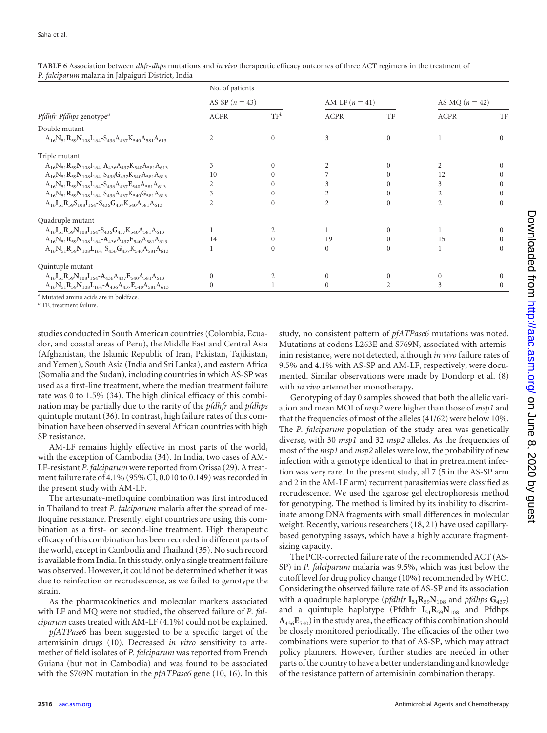**TABLE 6** Association between *dhfr-dhps* mutations and *in vivo* therapeutic efficacy outcomes of three ACT regimens in the treatment of *P. falciparum* malaria in Jalpaiguri District, India

| *Pfdhfr-Pfdhps* genotype[a] | No. of patients | | | | | |
|---|---|---|---|---|---|---|
| | AS-SP ($n = 43$) | | AM-LF ($n = 41$) | | AS-MQ ($n = 42$) | |
| | ACPR | TF[b] | ACPR | TF | ACPR | TF |
| Double mutant | | | | | | |
| $A_{16}N_{51}\mathbf{R}_{59}\mathbf{N}_{108}I_{164}$-$S_{436}A_{437}K_{540}A_{581}A_{613}$ | 2 | 0 | 3 | 0 | 1 | 0 |
| Triple mutant | | | | | | |
| $A_{16}N_{51}\mathbf{R}_{59}\mathbf{N}_{108}I_{164}$-$\mathbf{A}_{436}A_{437}K_{540}A_{581}A_{613}$ | 3 | 0 | 2 | 0 | 2 | 0 |
| $A_{16}N_{51}\mathbf{R}_{59}\mathbf{N}_{108}I_{164}$-$S_{436}\mathbf{G}_{437}K_{540}A_{581}A_{613}$ | 10 | 0 | 7 | 0 | 12 | 0 |
| $A_{16}N_{51}\mathbf{R}_{59}\mathbf{N}_{108}I_{164}$-$S_{436}A_{437}\mathbf{E}_{540}A_{581}A_{613}$ | 2 | 0 | 3 | 0 | 3 | 0 |
| $A_{16}N_{51}\mathbf{R}_{59}\mathbf{N}_{108}I_{164}$-$S_{436}A_{437}K_{540}\mathbf{G}_{581}A_{613}$ | 3 | 0 | 2 | 0 | 2 | 0 |
| $A_{16}\mathbf{I}_{51}\mathbf{R}_{59}S_{108}I_{164}$-$S_{436}\mathbf{G}_{437}K_{540}A_{581}A_{613}$ | 2 | 0 | 2 | 0 | 2 | 0 |
| Quadruple mutant | | | | | | |
| $A_{16}\mathbf{I}_{51}\mathbf{R}_{59}\mathbf{N}_{108}I_{164}$-$S_{436}\mathbf{G}_{437}K_{540}A_{581}A_{613}$ | 1 | 2 | 1 | 0 | 1 | 0 |
| $A_{16}N_{51}\mathbf{R}_{59}\mathbf{N}_{108}I_{164}$-$\mathbf{A}_{436}A_{437}\mathbf{E}_{540}A_{581}A_{613}$ | 14 | 0 | 19 | 0 | 15 | 0 |
| $A_{16}N_{51}\mathbf{R}_{59}\mathbf{N}_{108}\mathbf{L}_{164}$-$S_{436}\mathbf{G}_{437}K_{540}A_{581}A_{613}$ | 1 | 0 | 0 | 0 | 1 | 0 |
| Quintuple mutant | | | | | | |
| $A_{16}\mathbf{I}_{51}\mathbf{R}_{59}\mathbf{N}_{108}I_{164}$-$\mathbf{A}_{436}A_{437}\mathbf{E}_{540}A_{581}A_{613}$ | 0 | 2 | 0 | 0 | 0 | 0 |
| $A_{16}N_{51}\mathbf{R}_{59}\mathbf{N}_{108}\mathbf{L}_{164}$-$\mathbf{A}_{436}A_{437}\mathbf{E}_{540}A_{581}A_{613}$ | 0 | 1 | 0 | 2 | 3 | 0 |

[a] Mutated amino acids are in boldface.
[b] TF, treatment failure.

studies conducted in South American countries (Colombia, Ecuador, and coastal areas of Peru), the Middle East and Central Asia (Afghanistan, the Islamic Republic of Iran, Pakistan, Tajikistan, and Yemen), South Asia (India and Sri Lanka), and eastern Africa (Somalia and the Sudan), including countries in which AS-SP was used as a first-line treatment, where the median treatment failure rate was 0 to 1.5% (34). The high clinical efficacy of this combination may be partially due to the rarity of the *pfdhfr* and *pfdhps* quintuple mutant (36). In contrast, high failure rates of this combination have been observed in several African countries with high SP resistance.

AM-LF remains highly effective in most parts of the world, with the exception of Cambodia (34). In India, two cases of AM-LF-resistant *P. falciparum* were reported from Orissa (29). A treatment failure rate of 4.1% (95% CI, 0.010 to 0.149) was recorded in the present study with AM-LF.

The artesunate-mefloquine combination was first introduced in Thailand to treat *P. falciparum* malaria after the spread of mefloquine resistance. Presently, eight countries are using this combination as a first- or second-line treatment. High therapeutic efficacy of this combination has been recorded in different parts of the world, except in Cambodia and Thailand (35). No such record is available from India. In this study, only a single treatment failure was observed. However, it could not be determined whether it was due to reinfection or recrudescence, as we failed to genotype the strain.

As the pharmacokinetics and molecular markers associated with LF and MQ were not studied, the observed failure of *P. falciparum* cases treated with AM-LF (4.1%) could not be explained.

*pfATPase6* has been suggested to be a specific target of the artemisinin drugs (10). Decreased *in vitro* sensitivity to artemether of field isolates of *P. falciparum* was reported from French Guiana (but not in Cambodia) and was found to be associated with the S769N mutation in the *pfATPase6* gene (10, 16). In this study, no consistent pattern of *pfATPase6* mutations was noted. Mutations at codons L263E and S769N, associated with artemisinin resistance, were not detected, although *in vivo* failure rates of 9.5% and 4.1% with AS-SP and AM-LF, respectively, were documented. Similar observations were made by Dondorp et al. (8) with *in vivo* artemether monotherapy.

Genotyping of day 0 samples showed that both the allelic variation and mean MOI of *msp2* were higher than those of *msp1* and that the frequencies of most of the alleles (41/62) were below 10%. The *P. falciparum* population of the study area was genetically diverse, with 30 *msp1* and 32 *msp2* alleles. As the frequencies of most of the *msp1* and *msp2* alleles were low, the probability of new infection with a genotype identical to that in pretreatment infection was very rare. In the present study, all 7 (5 in the AS-SP arm and 2 in the AM-LF arm) recurrent parasitemias were classified as recrudescence. We used the agarose gel electrophoresis method for genotyping. The method is limited by its inability to discriminate among DNA fragments with small differences in molecular weight. Recently, various researchers (18, 21) have used capillary-based genotyping assays, which have a highly accurate fragment-sizing capacity.

The PCR-corrected failure rate of the recommended ACT (AS-SP) in *P. falciparum* malaria was 9.5%, which was just below the cutoff level for drug policy change (10%) recommended by WHO. Considering the observed failure rate of AS-SP and its association with a quadruple haplotype (*pfdhfr* $\mathbf{I}_{51}\mathbf{R}_{59}\mathbf{N}_{108}$ and *pfdhps* $\mathbf{G}_{437}$) and a quintuple haplotype (Pfdhfr $\mathbf{I}_{51}\mathbf{R}_{59}\mathbf{N}_{108}$ and Pfdhps $\mathbf{A}_{436}\mathbf{E}_{540}$) in the study area, the efficacy of this combination should be closely monitored periodically. The efficacies of the other two combinations were superior to that of AS-SP, which may attract policy planners. However, further studies are needed in other parts of the country to have a better understanding and knowledge of the resistance pattern of artemisinin combination therapy.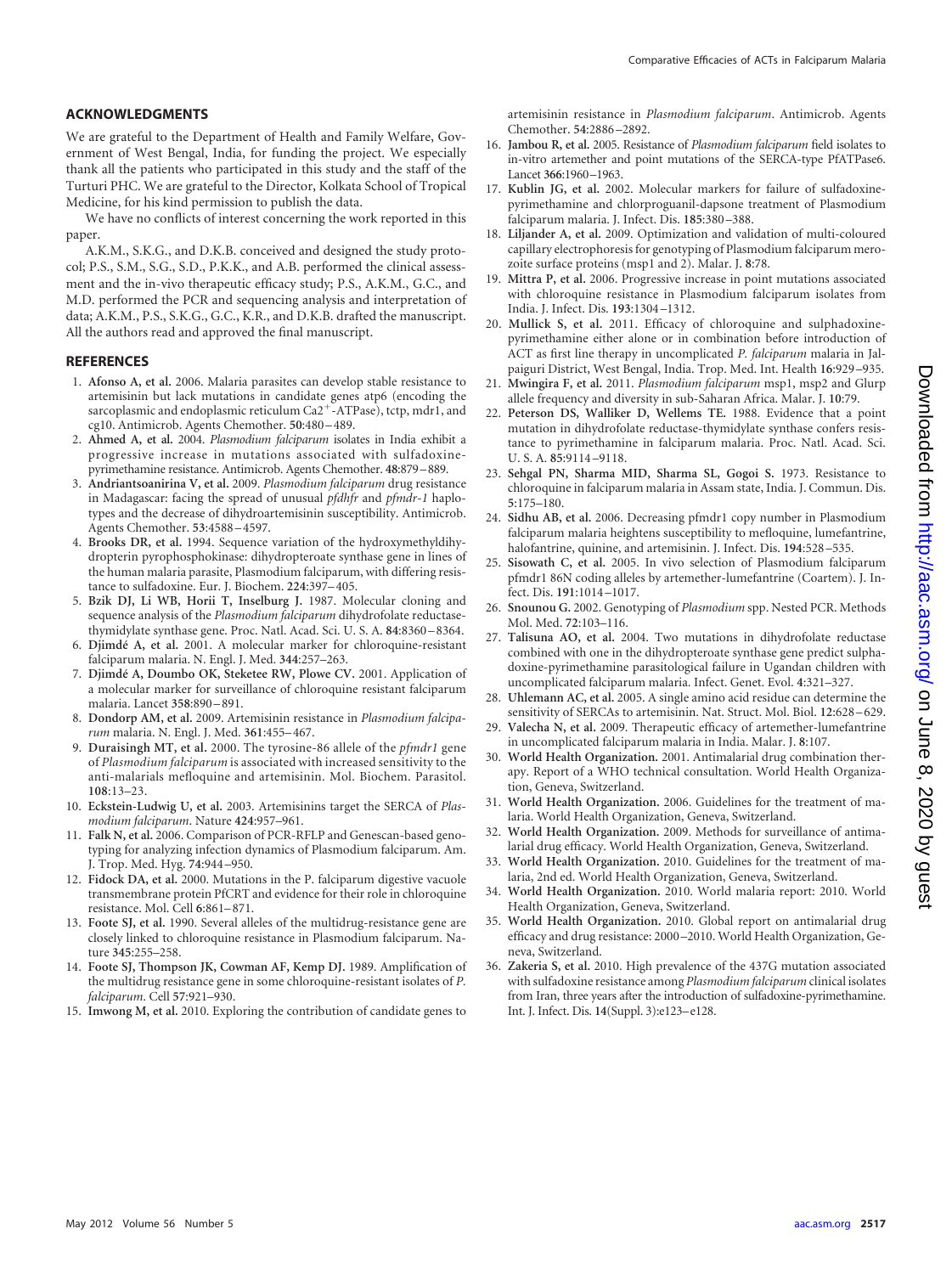## ACKNOWLEDGMENTS

We are grateful to the Department of Health and Family Welfare, Government of West Bengal, India, for funding the project. We especially thank all the patients who participated in this study and the staff of the Turturi PHC. We are grateful to the Director, Kolkata School of Tropical Medicine, for his kind permission to publish the data.

We have no conflicts of interest concerning the work reported in this paper.

A.K.M., S.K.G., and D.K.B. conceived and designed the study protocol; P.S., S.M., S.G., S.D., P.K.K., and A.B. performed the clinical assessment and the in-vivo therapeutic efficacy study; P.S., A.K.M., G.C., and M.D. performed the PCR and sequencing analysis and interpretation of data; A.K.M., P.S., S.K.G., G.C., K.R., and D.K.B. drafted the manuscript. All the authors read and approved the final manuscript.

## REFERENCES

1. **Afonso A, et al.** 2006. Malaria parasites can develop stable resistance to artemisinin but lack mutations in candidate genes atp6 (encoding the sarcoplasmic and endoplasmic reticulum $Ca^{2+}$-ATPase), tctp, mdr1, and cg10. Antimicrob. Agents Chemother. **50**:480–489.
2. **Ahmed A, et al.** 2004. *Plasmodium falciparum* isolates in India exhibit a progressive increase in mutations associated with sulfadoxine-pyrimethamine resistance. Antimicrob. Agents Chemother. **48**:879–889.
3. **Andriantsoanirina V, et al.** 2009. *Plasmodium falciparum* drug resistance in Madagascar: facing the spread of unusual *pfdhfr* and *pfmdr-1* haplotypes and the decrease of dihydroartemisinin susceptibility. Antimicrob. Agents Chemother. **53**:4588–4597.
4. **Brooks DR, et al.** 1994. Sequence variation of the hydroxymethyldihydropterin pyrophosphokinase: dihydropteroate synthase gene in lines of the human malaria parasite, Plasmodium falciparum, with differing resistance to sulfadoxine. Eur. J. Biochem. **224**:397–405.
5. **Bzik DJ, Li WB, Horii T, Inselburg J.** 1987. Molecular cloning and sequence analysis of the *Plasmodium falciparum* dihydrofolate reductase-thymidylate synthase gene. Proc. Natl. Acad. Sci. U. S. A. **84**:8360–8364.
6. **Djimdé A, et al.** 2001. A molecular marker for chloroquine-resistant falciparum malaria. N. Engl. J. Med. **344**:257–263.
7. **Djimdé A, Doumbo OK, Steketee RW, Plowe CV.** 2001. Application of a molecular marker for surveillance of chloroquine resistant falciparum malaria. Lancet **358**:890–891.
8. **Dondorp AM, et al.** 2009. Artemisinin resistance in *Plasmodium falciparum* malaria. N. Engl. J. Med. **361**:455–467.
9. **Duraisingh MT, et al.** 2000. The tyrosine-86 allele of the *pfmdr1* gene of *Plasmodium falciparum* is associated with increased sensitivity to the anti-malarials mefloquine and artemisinin. Mol. Biochem. Parasitol. **108**:13–23.
10. **Eckstein-Ludwig U, et al.** 2003. Artemisinins target the SERCA of *Plasmodium falciparum*. Nature **424**:957–961.
11. **Falk N, et al.** 2006. Comparison of PCR-RFLP and Genescan-based genotyping for analyzing infection dynamics of Plasmodium falciparum. Am. J. Trop. Med. Hyg. **74**:944–950.
12. **Fidock DA, et al.** 2000. Mutations in the P. falciparum digestive vacuole transmembrane protein PfCRT and evidence for their role in chloroquine resistance. Mol. Cell **6**:861–871.
13. **Foote SJ, et al.** 1990. Several alleles of the multidrug-resistance gene are closely linked to chloroquine resistance in Plasmodium falciparum. Nature **345**:255–258.
14. **Foote SJ, Thompson JK, Cowman AF, Kemp DJ.** 1989. Amplification of the multidrug resistance gene in some chloroquine-resistant isolates of *P. falciparum*. Cell **57**:921–930.
15. **Imwong M, et al.** 2010. Exploring the contribution of candidate genes to artemisinin resistance in *Plasmodium falciparum*. Antimicrob. Agents Chemother. **54**:2886–2892.
16. **Jambou R, et al.** 2005. Resistance of *Plasmodium falciparum* field isolates to in-vitro artemether and point mutations of the SERCA-type PfATPase6. Lancet **366**:1960–1963.
17. **Kublin JG, et al.** 2002. Molecular markers for failure of sulfadoxine-pyrimethamine and chlorproguanil-dapsone treatment of Plasmodium falciparum malaria. J. Infect. Dis. **185**:380–388.
18. **Liljander A, et al.** 2009. Optimization and validation of multi-coloured capillary electrophoresis for genotyping of Plasmodium falciparum merozoite surface proteins (msp1 and 2). Malar. J. **8**:78.
19. **Mittra P, et al.** 2006. Progressive increase in point mutations associated with chloroquine resistance in Plasmodium falciparum isolates from India. J. Infect. Dis. **193**:1304–1312.
20. **Mullick S, et al.** 2011. Efficacy of chloroquine and sulphadoxine-pyrimethamine either alone or in combination before introduction of ACT as first line therapy in uncomplicated *P. falciparum* malaria in Jalpaiguri District, West Bengal, India. Trop. Med. Int. Health **16**:929–935.
21. **Mwingira F, et al.** 2011. *Plasmodium falciparum* msp1, msp2 and Glurp allele frequency and diversity in sub-Saharan Africa. Malar. J. **10**:79.
22. **Peterson DS, Walliker D, Wellems TE.** 1988. Evidence that a point mutation in dihydrofolate reductase-thymidylate synthase confers resistance to pyrimethamine in falciparum malaria. Proc. Natl. Acad. Sci. U. S. A. **85**:9114–9118.
23. **Sehgal PN, Sharma MID, Sharma SL, Gogoi S.** 1973. Resistance to chloroquine in falciparum malaria in Assam state, India. J. Commun. Dis. **5**:175–180.
24. **Sidhu AB, et al.** 2006. Decreasing pfmdr1 copy number in Plasmodium falciparum malaria heightens susceptibility to mefloquine, lumefantrine, halofantrine, quinine, and artemisinin. J. Infect. Dis. **194**:528–535.
25. **Sisowath C, et al.** 2005. In vivo selection of Plasmodium falciparum pfmdr1 86N coding alleles by artemether-lumefantrine (Coartem). J. Infect. Dis. **191**:1014–1017.
26. **Snounou G.** 2002. Genotyping of *Plasmodium* spp. Nested PCR. Methods Mol. Med. **72**:103–116.
27. **Talisuna AO, et al.** 2004. Two mutations in dihydrofolate reductase combined with one in the dihydropteroate synthase gene predict sulphadoxine-pyrimethamine parasitological failure in Ugandan children with uncomplicated falciparum malaria. Infect. Genet. Evol. **4**:321–327.
28. **Uhlemann AC, et al.** 2005. A single amino acid residue can determine the sensitivity of SERCAs to artemisinin. Nat. Struct. Mol. Biol. **12**:628–629.
29. **Valecha N, et al.** 2009. Therapeutic efficacy of artemether-lumefantrine in uncomplicated falciparum malaria in India. Malar. J. **8**:107.
30. **World Health Organization.** 2001. Antimalarial drug combination therapy. Report of a WHO technical consultation. World Health Organization, Geneva, Switzerland.
31. **World Health Organization.** 2006. Guidelines for the treatment of malaria. World Health Organization, Geneva, Switzerland.
32. **World Health Organization.** 2009. Methods for surveillance of antimalarial drug efficacy. World Health Organization, Geneva, Switzerland.
33. **World Health Organization.** 2010. Guidelines for the treatment of malaria, 2nd ed. World Health Organization, Geneva, Switzerland.
34. **World Health Organization.** 2010. World malaria report: 2010. World Health Organization, Geneva, Switzerland.
35. **World Health Organization.** 2010. Global report on antimalarial drug efficacy and drug resistance: 2000–2010. World Health Organization, Geneva, Switzerland.
36. **Zakeria S, et al.** 2010. High prevalence of the 437G mutation associated with sulfadoxine resistance among *Plasmodium falciparum* clinical isolates from Iran, three years after the introduction of sulfadoxine-pyrimethamine. Int. J. Infect. Dis. **14**(Suppl. 3):e123–e128.